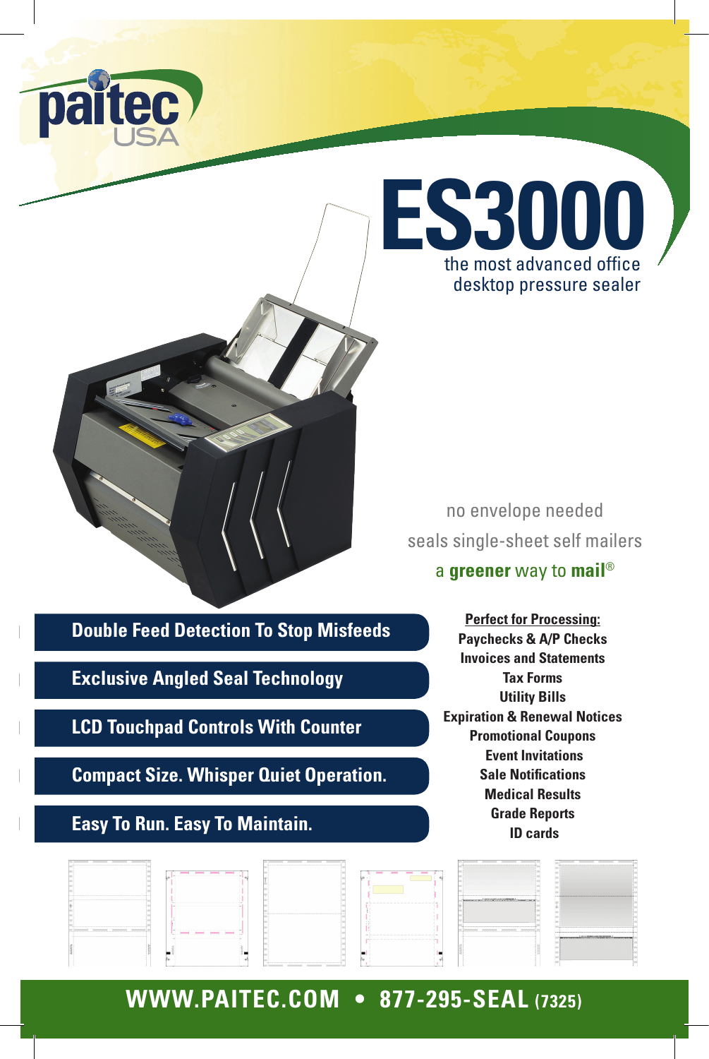paitec USA

# ES3000

the most advanced office desktop pressure sealer

no envelope needed

seals single-sheet self mailers

a **greener** way to **mail**®

- **Double Feed Detection To Stop Misfeeds**
- **Exclusive Angled Seal Technology**
- **LCD Touchpad Controls With Counter**
- **Compact Size. Whisper Quiet Operation.**
- **Easy To Run. Easy To Maintain.**

**Perfect for Processing:**

**Paychecks & A/P Checks**
**Invoices and Statements**
**Tax Forms**
**Utility Bills**
**Expiration & Renewal Notices**
**Promotional Coupons**
**Event Invitations**
**Sale Notifications**
**Medical Results**
**Grade Reports**
**ID cards**

**WWW.PAITEC.COM • 877-295-SEAL (7325)**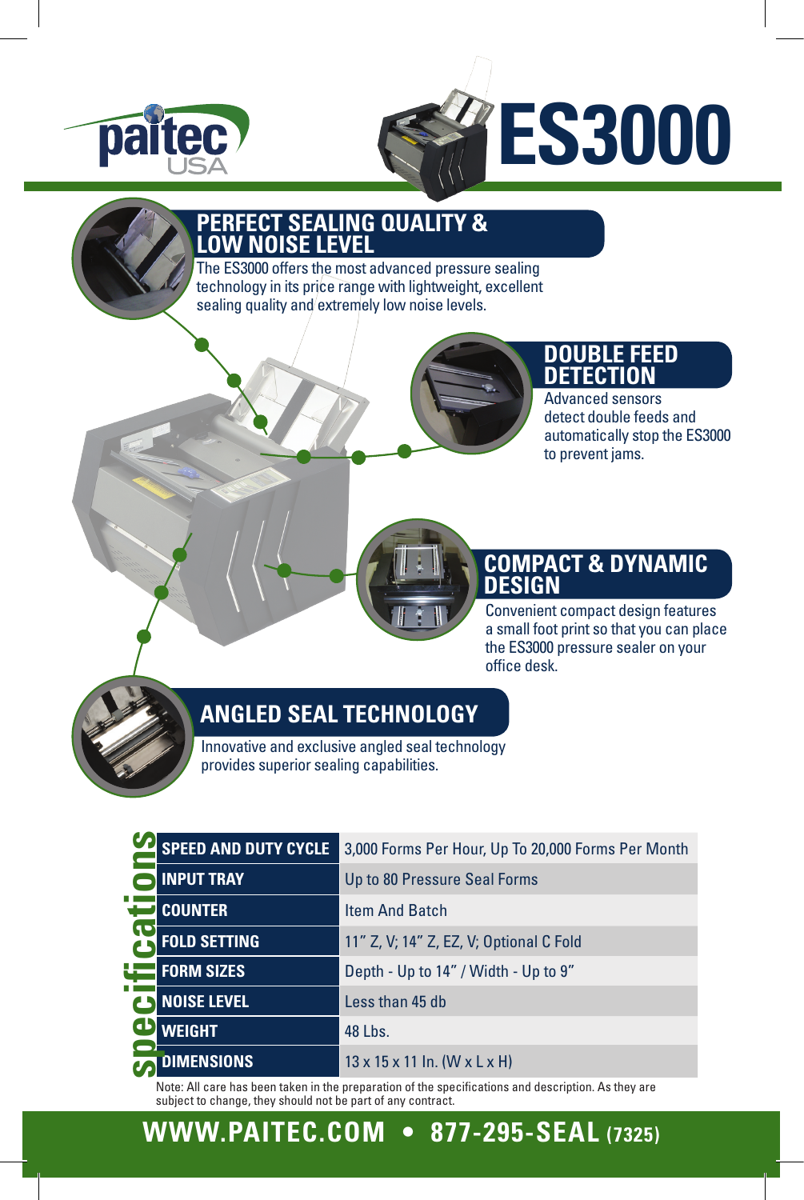paitec USA

# ES3000

## PERFECT SEALING QUALITY & LOW NOISE LEVEL

The ES3000 offers the most advanced pressure sealing technology in its price range with lightweight, excellent sealing quality and extremely low noise levels.

## DOUBLE FEED DETECTION

Advanced sensors detect double feeds and automatically stop the ES3000 to prevent jams.

## COMPACT & DYNAMIC DESIGN

Convenient compact design features a small foot print so that you can place the ES3000 pressure sealer on your office desk.

## ANGLED SEAL TECHNOLOGY

Innovative and exclusive angled seal technology provides superior sealing capabilities.

## specifications

| | |
|---|---|
| **SPEED AND DUTY CYCLE** | 3,000 Forms Per Hour, Up To 20,000 Forms Per Month |
| **INPUT TRAY** | Up to 80 Pressure Seal Forms |
| **COUNTER** | Item And Batch |
| **FOLD SETTING** | 11” Z, V; 14” Z, EZ, V; Optional C Fold |
| **FORM SIZES** | Depth - Up to 14” / Width - Up to 9” |
| **NOISE LEVEL** | Less than 45 db |
| **WEIGHT** | 48 Lbs. |
| **DIMENSIONS** | 13 x 15 x 11 In. (W x L x H) |

Note: All care has been taken in the preparation of the specifications and description. As they are subject to change, they should not be part of any contract.

**WWW.PAITEC.COM • 877-295-SEAL (7325)**